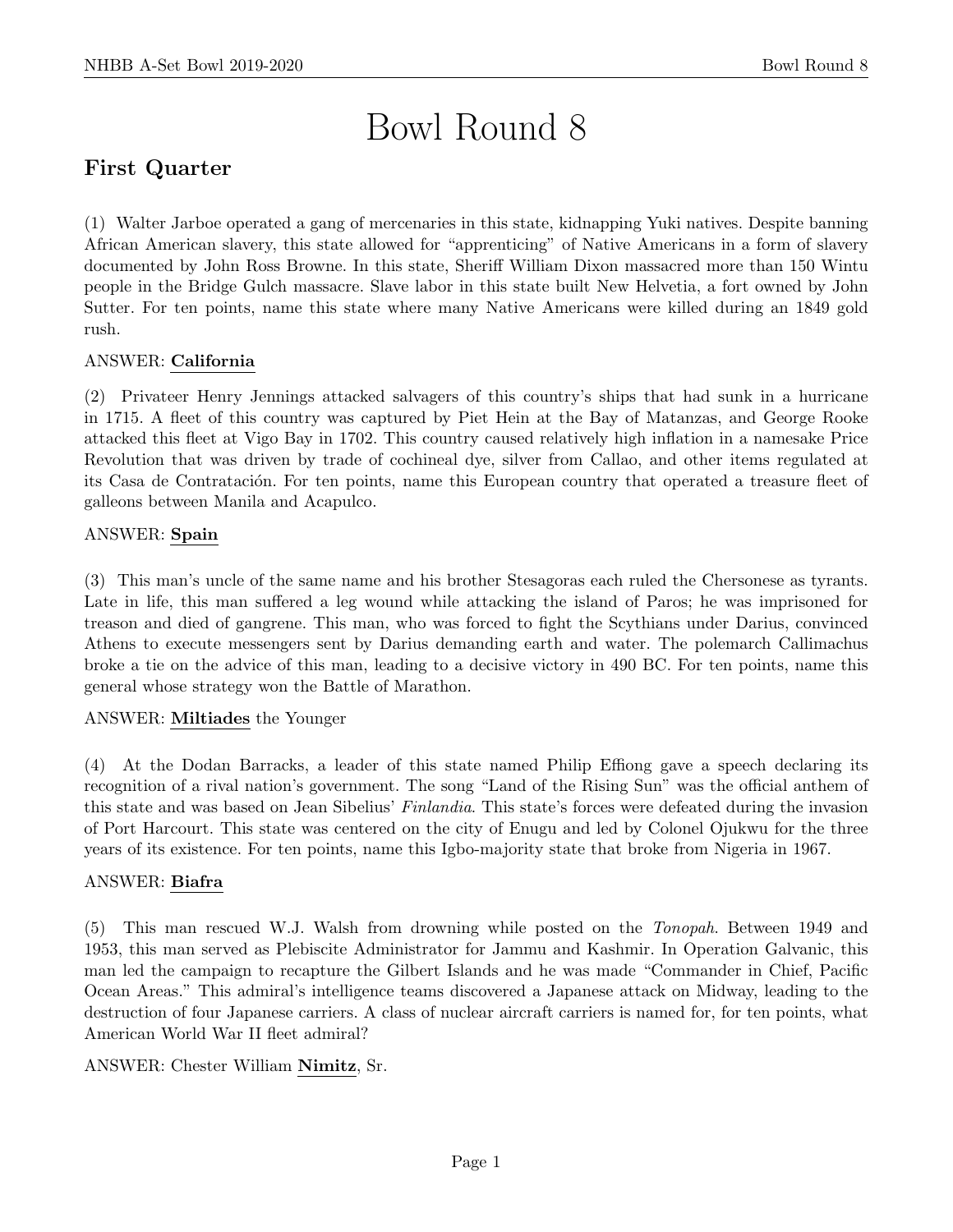# Bowl Round 8

## First Quarter

(1) Walter Jarboe operated a gang of mercenaries in this state, kidnapping Yuki natives. Despite banning African American slavery, this state allowed for "apprenticing" of Native Americans in a form of slavery documented by John Ross Browne. In this state, Sheriff William Dixon massacred more than 150 Wintu people in the Bridge Gulch massacre. Slave labor in this state built New Helvetia, a fort owned by John Sutter. For ten points, name this state where many Native Americans were killed during an 1849 gold rush.

ANSWER: **California**

(2) Privateer Henry Jennings attacked salvagers of this country's ships that had sunk in a hurricane in 1715. A fleet of this country was captured by Piet Hein at the Bay of Matanzas, and George Rooke attacked this fleet at Vigo Bay in 1702. This country caused relatively high inflation in a namesake Price Revolution that was driven by trade of cochineal dye, silver from Callao, and other items regulated at its Casa de Contratación. For ten points, name this European country that operated a treasure fleet of galleons between Manila and Acapulco.

ANSWER: **Spain**

(3) This man's uncle of the same name and his brother Stesagoras each ruled the Chersonese as tyrants. Late in life, this man suffered a leg wound while attacking the island of Paros; he was imprisoned for treason and died of gangrene. This man, who was forced to fight the Scythians under Darius, convinced Athens to execute messengers sent by Darius demanding earth and water. The polemarch Callimachus broke a tie on the advice of this man, leading to a decisive victory in 490 BC. For ten points, name this general whose strategy won the Battle of Marathon.

ANSWER: **Miltiades** the Younger

(4) At the Dodan Barracks, a leader of this state named Philip Effiong gave a speech declaring its recognition of a rival nation's government. The song "Land of the Rising Sun" was the official anthem of this state and was based on Jean Sibelius' *Finlandia*. This state's forces were defeated during the invasion of Port Harcourt. This state was centered on the city of Enugu and led by Colonel Ojukwu for the three years of its existence. For ten points, name this Igbo-majority state that broke from Nigeria in 1967.

ANSWER: **Biafra**

(5) This man rescued W.J. Walsh from drowning while posted on the *Tonopah*. Between 1949 and 1953, this man served as Plebiscite Administrator for Jammu and Kashmir. In Operation Galvanic, this man led the campaign to recapture the Gilbert Islands and he was made "Commander in Chief, Pacific Ocean Areas." This admiral's intelligence teams discovered a Japanese attack on Midway, leading to the destruction of four Japanese carriers. A class of nuclear aircraft carriers is named for, for ten points, what American World War II fleet admiral?

ANSWER: Chester William **Nimitz**, Sr.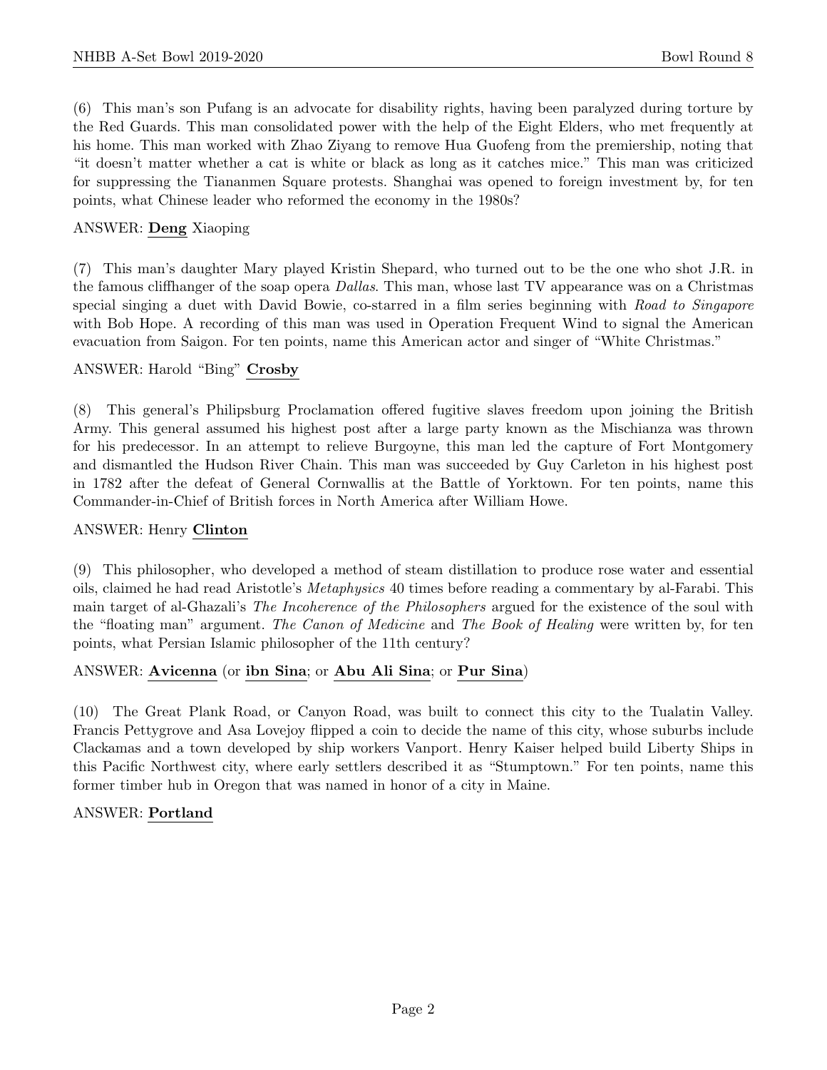(6) This man's son Pufang is an advocate for disability rights, having been paralyzed during torture by the Red Guards. This man consolidated power with the help of the Eight Elders, who met frequently at his home. This man worked with Zhao Ziyang to remove Hua Guofeng from the premiership, noting that "it doesn't matter whether a cat is white or black as long as it catches mice." This man was criticized for suppressing the Tiananmen Square protests. Shanghai was opened to foreign investment by, for ten points, what Chinese leader who reformed the economy in the 1980s?

ANSWER: **Deng** Xiaoping

(7) This man's daughter Mary played Kristin Shepard, who turned out to be the one who shot J.R. in the famous cliffhanger of the soap opera *Dallas*. This man, whose last TV appearance was on a Christmas special singing a duet with David Bowie, co-starred in a film series beginning with *Road to Singapore* with Bob Hope. A recording of this man was used in Operation Frequent Wind to signal the American evacuation from Saigon. For ten points, name this American actor and singer of "White Christmas."

ANSWER: Harold "Bing" **Crosby**

(8) This general's Philipsburg Proclamation offered fugitive slaves freedom upon joining the British Army. This general assumed his highest post after a large party known as the Mischianza was thrown for his predecessor. In an attempt to relieve Burgoyne, this man led the capture of Fort Montgomery and dismantled the Hudson River Chain. This man was succeeded by Guy Carleton in his highest post in 1782 after the defeat of General Cornwallis at the Battle of Yorktown. For ten points, name this Commander-in-Chief of British forces in North America after William Howe.

ANSWER: Henry **Clinton**

(9) This philosopher, who developed a method of steam distillation to produce rose water and essential oils, claimed he had read Aristotle's *Metaphysics* 40 times before reading a commentary by al-Farabi. This main target of al-Ghazali's *The Incoherence of the Philosophers* argued for the existence of the soul with the "floating man" argument. *The Canon of Medicine* and *The Book of Healing* were written by, for ten points, what Persian Islamic philosopher of the 11th century?

ANSWER: **Avicenna** (or **ibn Sina**; or **Abu Ali Sina**; or **Pur Sina**)

(10) The Great Plank Road, or Canyon Road, was built to connect this city to the Tualatin Valley. Francis Pettygrove and Asa Lovejoy flipped a coin to decide the name of this city, whose suburbs include Clackamas and a town developed by ship workers Vanport. Henry Kaiser helped build Liberty Ships in this Pacific Northwest city, where early settlers described it as "Stumptown." For ten points, name this former timber hub in Oregon that was named in honor of a city in Maine.

ANSWER: **Portland**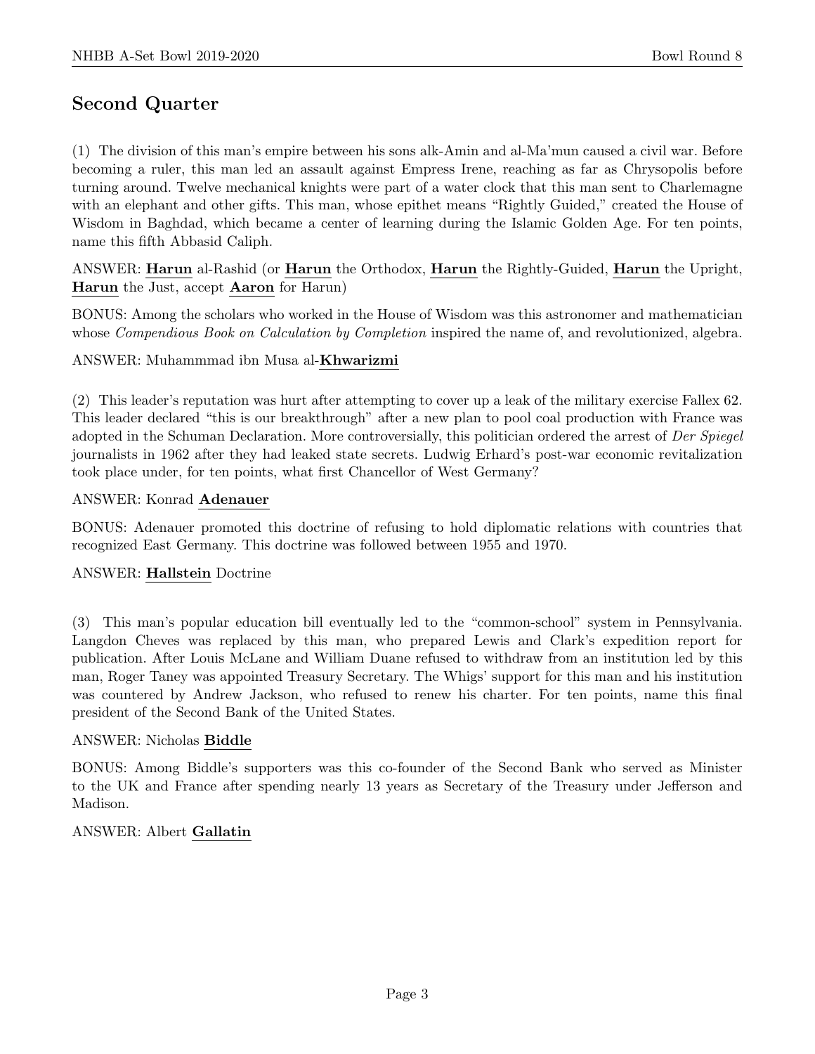## Second Quarter

(1) The division of this man's empire between his sons alk-Amin and al-Ma'mun caused a civil war. Before becoming a ruler, this man led an assault against Empress Irene, reaching as far as Chrysopolis before turning around. Twelve mechanical knights were part of a water clock that this man sent to Charlemagne with an elephant and other gifts. This man, whose epithet means "Rightly Guided," created the House of Wisdom in Baghdad, which became a center of learning during the Islamic Golden Age. For ten points, name this fifth Abbasid Caliph.

ANSWER: **Harun** al-Rashid (or **Harun** the Orthodox, **Harun** the Rightly-Guided, **Harun** the Upright, **Harun** the Just, accept **Aaron** for Harun)

BONUS: Among the scholars who worked in the House of Wisdom was this astronomer and mathematician whose *Compendious Book on Calculation by Completion* inspired the name of, and revolutionized, algebra.

ANSWER: Muhammmad ibn Musa al-**Khwarizmi**

(2) This leader's reputation was hurt after attempting to cover up a leak of the military exercise Fallex 62. This leader declared "this is our breakthrough" after a new plan to pool coal production with France was adopted in the Schuman Declaration. More controversially, this politician ordered the arrest of *Der Spiegel* journalists in 1962 after they had leaked state secrets. Ludwig Erhard's post-war economic revitalization took place under, for ten points, what first Chancellor of West Germany?

ANSWER: Konrad **Adenauer**

BONUS: Adenauer promoted this doctrine of refusing to hold diplomatic relations with countries that recognized East Germany. This doctrine was followed between 1955 and 1970.

ANSWER: **Hallstein** Doctrine

(3) This man's popular education bill eventually led to the "common-school" system in Pennsylvania. Langdon Cheves was replaced by this man, who prepared Lewis and Clark's expedition report for publication. After Louis McLane and William Duane refused to withdraw from an institution led by this man, Roger Taney was appointed Treasury Secretary. The Whigs' support for this man and his institution was countered by Andrew Jackson, who refused to renew his charter. For ten points, name this final president of the Second Bank of the United States.

ANSWER: Nicholas **Biddle**

BONUS: Among Biddle's supporters was this co-founder of the Second Bank who served as Minister to the UK and France after spending nearly 13 years as Secretary of the Treasury under Jefferson and Madison.

ANSWER: Albert **Gallatin**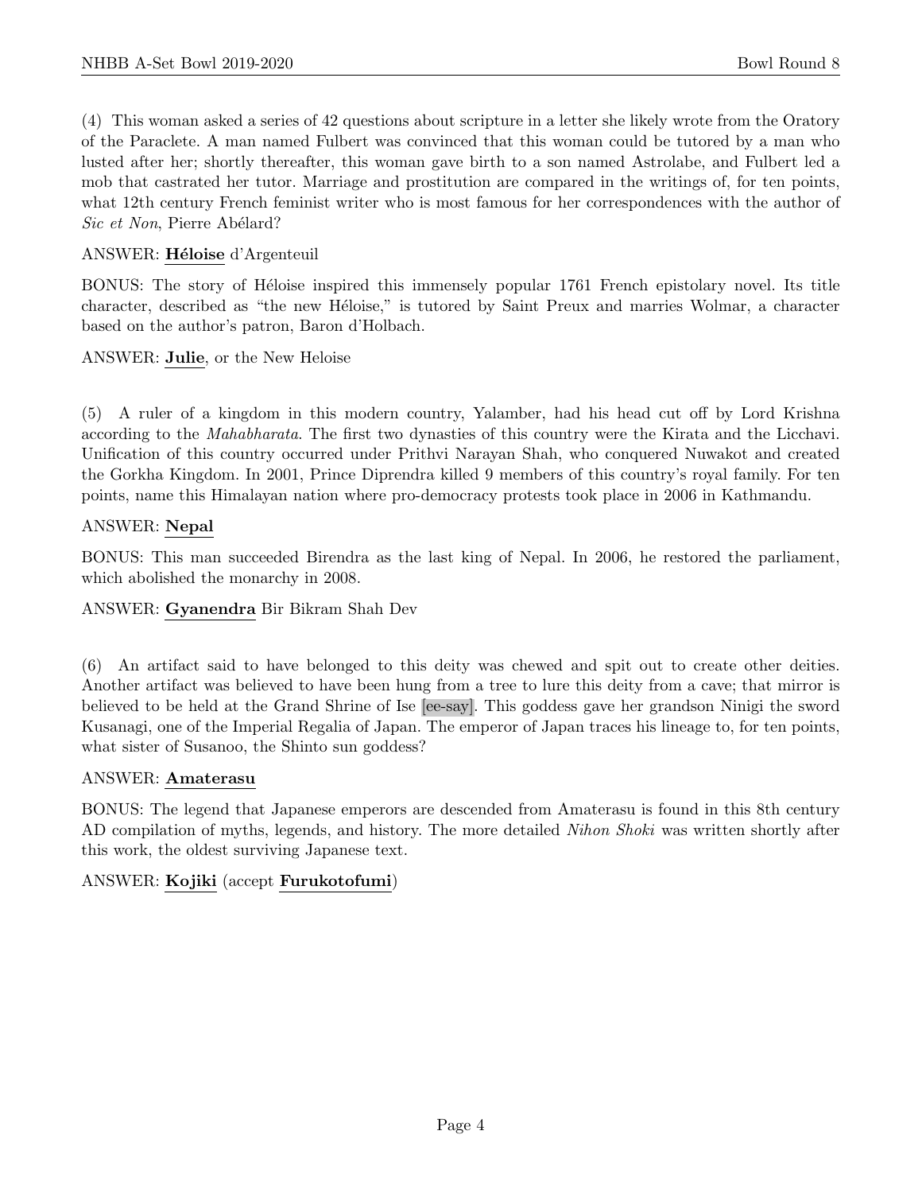(4) This woman asked a series of 42 questions about scripture in a letter she likely wrote from the Oratory of the Paraclete. A man named Fulbert was convinced that this woman could be tutored by a man who lusted after her; shortly thereafter, this woman gave birth to a son named Astrolabe, and Fulbert led a mob that castrated her tutor. Marriage and prostitution are compared in the writings of, for ten points, what 12th century French feminist writer who is most famous for her correspondences with the author of *Sic et Non*, Pierre Abélard?

ANSWER: **Héloise** d'Argenteuil

BONUS: The story of Héloise inspired this immensely popular 1761 French epistolary novel. Its title character, described as "the new Héloise," is tutored by Saint Preux and marries Wolmar, a character based on the author's patron, Baron d'Holbach.

ANSWER: **Julie**, or the New Heloise

(5) A ruler of a kingdom in this modern country, Yalamber, had his head cut off by Lord Krishna according to the *Mahabharata*. The first two dynasties of this country were the Kirata and the Licchavi. Unification of this country occurred under Prithvi Narayan Shah, who conquered Nuwakot and created the Gorkha Kingdom. In 2001, Prince Diprendra killed 9 members of this country's royal family. For ten points, name this Himalayan nation where pro-democracy protests took place in 2006 in Kathmandu.

ANSWER: **Nepal**

BONUS: This man succeeded Birendra as the last king of Nepal. In 2006, he restored the parliament, which abolished the monarchy in 2008.

ANSWER: **Gyanendra** Bir Bikram Shah Dev

(6) An artifact said to have belonged to this deity was chewed and spit out to create other deities. Another artifact was believed to have been hung from a tree to lure this deity from a cave; that mirror is believed to be held at the Grand Shrine of Ise [ee-say]. This goddess gave her grandson Ninigi the sword Kusanagi, one of the Imperial Regalia of Japan. The emperor of Japan traces his lineage to, for ten points, what sister of Susanoo, the Shinto sun goddess?

ANSWER: **Amaterasu**

BONUS: The legend that Japanese emperors are descended from Amaterasu is found in this 8th century AD compilation of myths, legends, and history. The more detailed *Nihon Shoki* was written shortly after this work, the oldest surviving Japanese text.

ANSWER: **Kojiki** (accept **Furukotofumi**)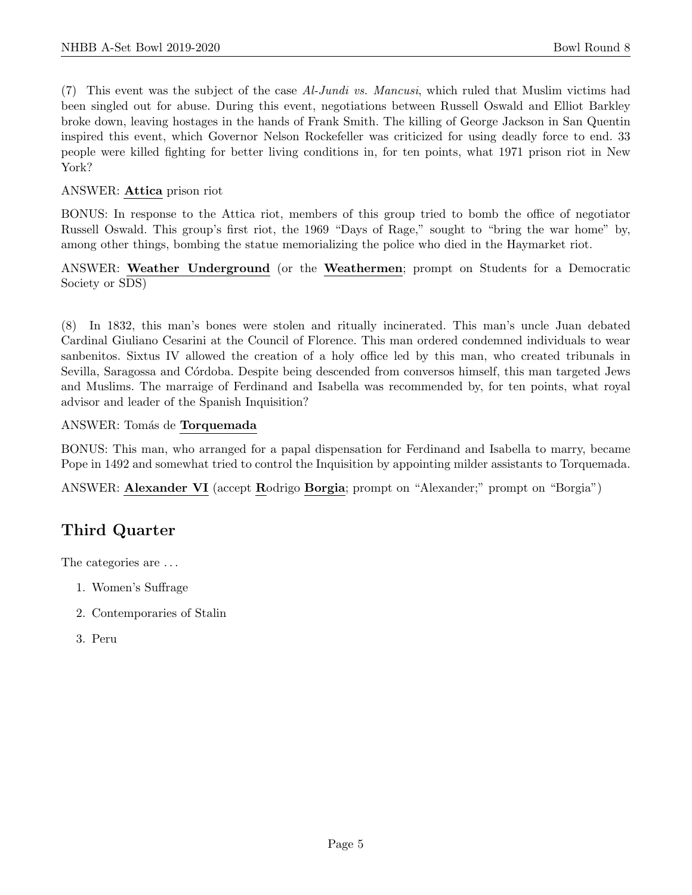(7) This event was the subject of the case *Al-Jundi vs. Mancusi*, which ruled that Muslim victims had been singled out for abuse. During this event, negotiations between Russell Oswald and Elliot Barkley broke down, leaving hostages in the hands of Frank Smith. The killing of George Jackson in San Quentin inspired this event, which Governor Nelson Rockefeller was criticized for using deadly force to end. 33 people were killed fighting for better living conditions in, for ten points, what 1971 prison riot in New York?

ANSWER: **Attica** prison riot

BONUS: In response to the Attica riot, members of this group tried to bomb the office of negotiator Russell Oswald. This group's first riot, the 1969 "Days of Rage," sought to "bring the war home" by, among other things, bombing the statue memorializing the police who died in the Haymarket riot.

ANSWER: **Weather Underground** (or the **Weathermen**; prompt on Students for a Democratic Society or SDS)

(8) In 1832, this man's bones were stolen and ritually incinerated. This man's uncle Juan debated Cardinal Giuliano Cesarini at the Council of Florence. This man ordered condemned individuals to wear sanbenitos. Sixtus IV allowed the creation of a holy office led by this man, who created tribunals in Sevilla, Saragossa and Córdoba. Despite being descended from conversos himself, this man targeted Jews and Muslims. The marraige of Ferdinand and Isabella was recommended by, for ten points, what royal advisor and leader of the Spanish Inquisition?

ANSWER: Tomás de **Torquemada**

BONUS: This man, who arranged for a papal dispensation for Ferdinand and Isabella to marry, became Pope in 1492 and somewhat tried to control the Inquisition by appointing milder assistants to Torquemada.

ANSWER: **Alexander VI** (accept **R**odrigo **Borgia**; prompt on "Alexander;" prompt on "Borgia")

## Third Quarter

The categories are ...

1. Women's Suffrage
2. Contemporaries of Stalin
3. Peru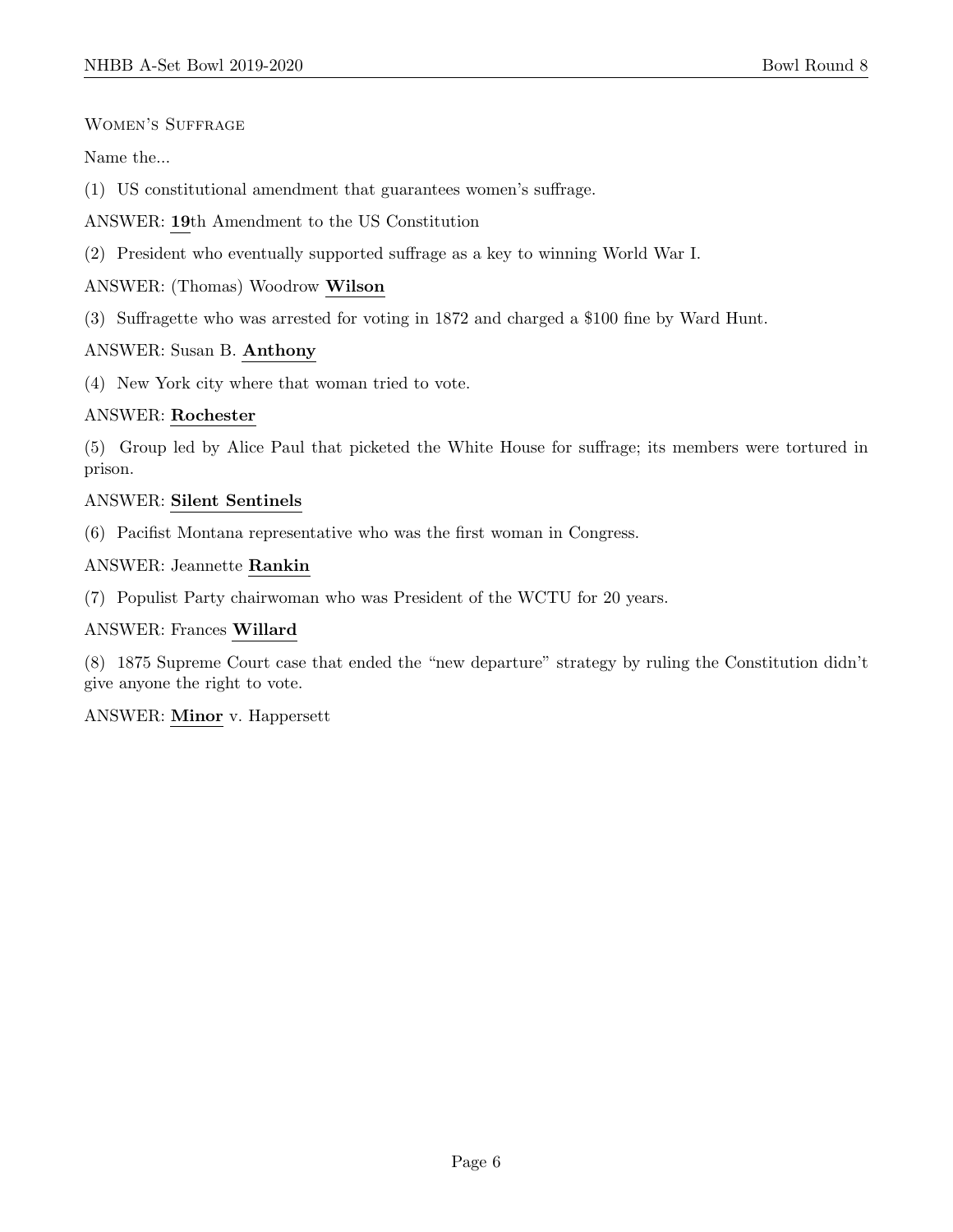Women's Suffrage

Name the...

(1) US constitutional amendment that guarantees women's suffrage.

ANSWER: **19**th Amendment to the US Constitution

(2) President who eventually supported suffrage as a key to winning World War I.

ANSWER: (Thomas) Woodrow **Wilson**

(3) Suffragette who was arrested for voting in 1872 and charged a $100 fine by Ward Hunt.

ANSWER: Susan B. **Anthony**

(4) New York city where that woman tried to vote.

ANSWER: **Rochester**

(5) Group led by Alice Paul that picketed the White House for suffrage; its members were tortured in prison.

ANSWER: **Silent Sentinels**

(6) Pacifist Montana representative who was the first woman in Congress.

ANSWER: Jeannette **Rankin**

(7) Populist Party chairwoman who was President of the WCTU for 20 years.

ANSWER: Frances **Willard**

(8) 1875 Supreme Court case that ended the "new departure" strategy by ruling the Constitution didn't give anyone the right to vote.

ANSWER: **Minor** v. Happersett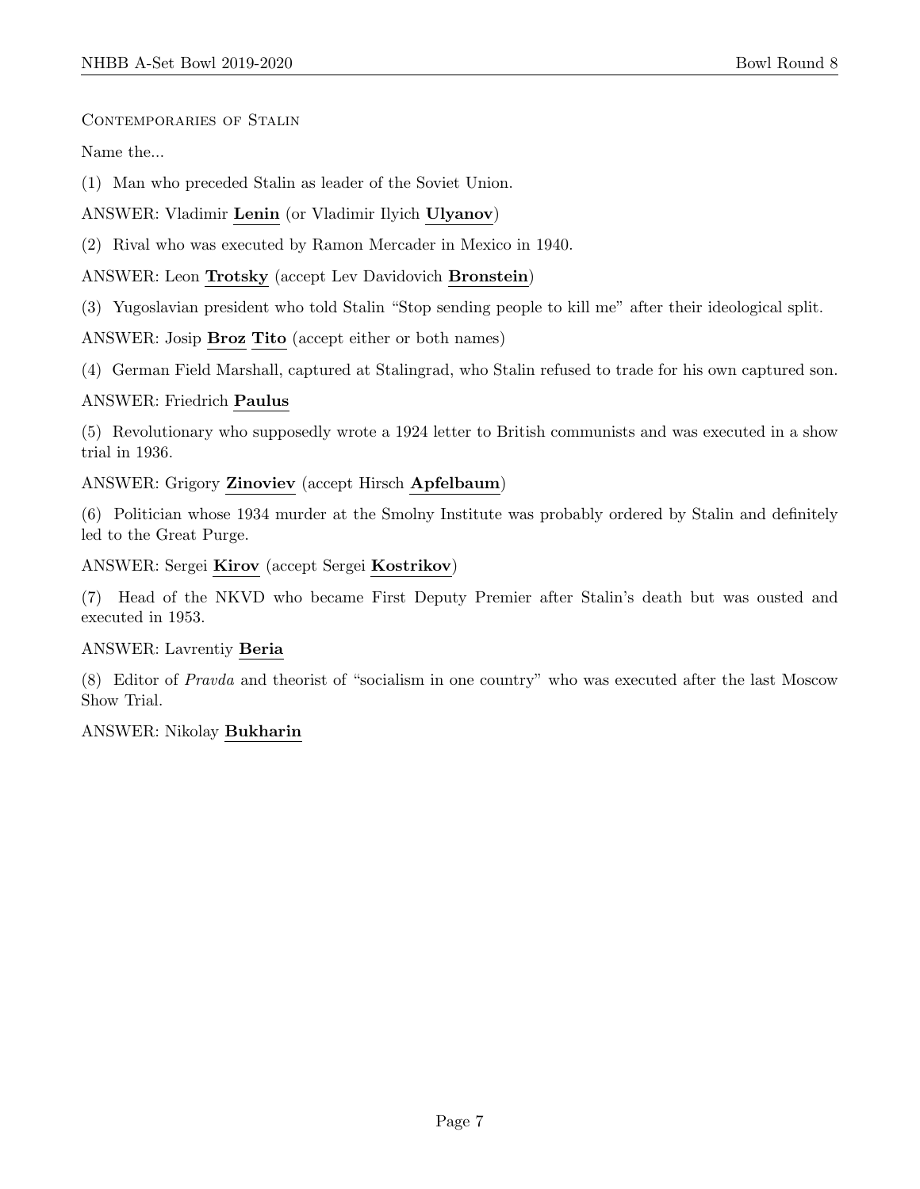Contemporaries of Stalin

Name the...

(1) Man who preceded Stalin as leader of the Soviet Union.

ANSWER: Vladimir **Lenin** (or Vladimir Ilyich **Ulyanov**)

(2) Rival who was executed by Ramon Mercader in Mexico in 1940.

ANSWER: Leon **Trotsky** (accept Lev Davidovich **Bronstein**)

(3) Yugoslavian president who told Stalin "Stop sending people to kill me" after their ideological split.

ANSWER: Josip **Broz** **Tito** (accept either or both names)

(4) German Field Marshall, captured at Stalingrad, who Stalin refused to trade for his own captured son.

ANSWER: Friedrich **Paulus**

(5) Revolutionary who supposedly wrote a 1924 letter to British communists and was executed in a show trial in 1936.

ANSWER: Grigory **Zinoviev** (accept Hirsch **Apfelbaum**)

(6) Politician whose 1934 murder at the Smolny Institute was probably ordered by Stalin and definitely led to the Great Purge.

ANSWER: Sergei **Kirov** (accept Sergei **Kostrikov**)

(7) Head of the NKVD who became First Deputy Premier after Stalin's death but was ousted and executed in 1953.

ANSWER: Lavrentiy **Beria**

(8) Editor of *Pravda* and theorist of "socialism in one country" who was executed after the last Moscow Show Trial.

ANSWER: Nikolay **Bukharin**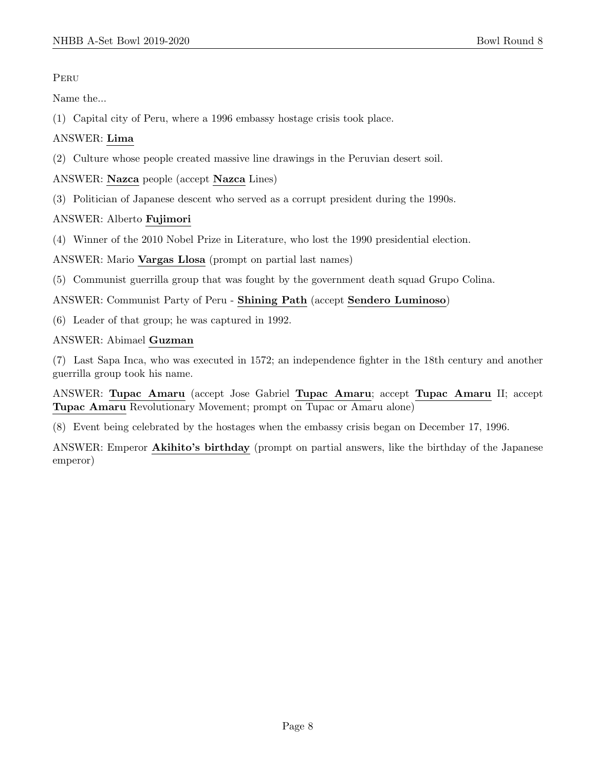Peru

Name the...

(1) Capital city of Peru, where a 1996 embassy hostage crisis took place.

ANSWER: **Lima**

(2) Culture whose people created massive line drawings in the Peruvian desert soil.

ANSWER: **Nazca** people (accept **Nazca** Lines)

(3) Politician of Japanese descent who served as a corrupt president during the 1990s.

ANSWER: Alberto **Fujimori**

(4) Winner of the 2010 Nobel Prize in Literature, who lost the 1990 presidential election.

ANSWER: Mario **Vargas Llosa** (prompt on partial last names)

(5) Communist guerrilla group that was fought by the government death squad Grupo Colina.

ANSWER: Communist Party of Peru - **Shining Path** (accept **Sendero Luminoso**)

(6) Leader of that group; he was captured in 1992.

ANSWER: Abimael **Guzman**

(7) Last Sapa Inca, who was executed in 1572; an independence fighter in the 18th century and another guerrilla group took his name.

ANSWER: **Tupac Amaru** (accept Jose Gabriel **Tupac Amaru**; accept **Tupac Amaru** II; accept **Tupac Amaru** Revolutionary Movement; prompt on Tupac or Amaru alone)

(8) Event being celebrated by the hostages when the embassy crisis began on December 17, 1996.

ANSWER: Emperor **Akihito's birthday** (prompt on partial answers, like the birthday of the Japanese emperor)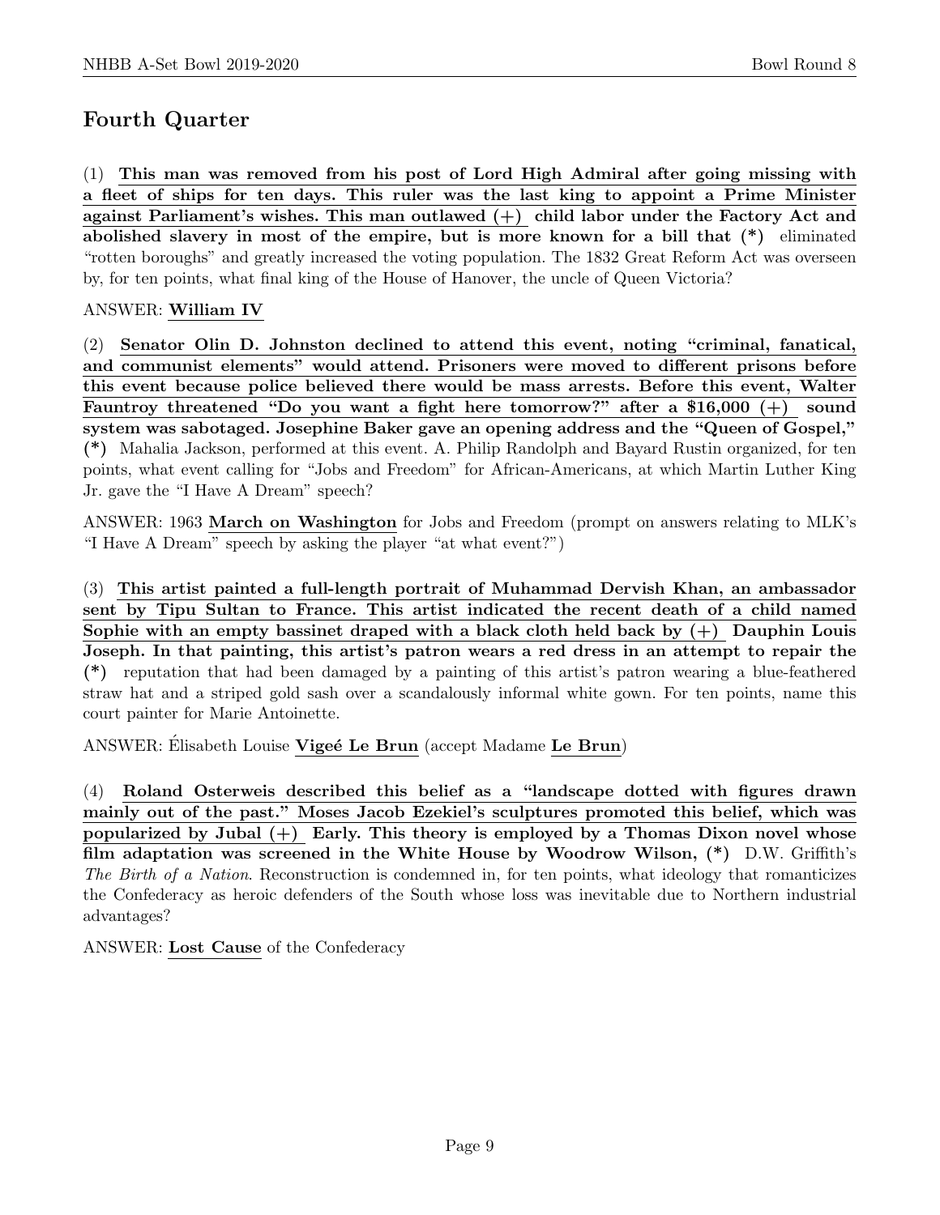## Fourth Quarter

(1) **This man was removed from his post of Lord High Admiral after going missing with a fleet of ships for ten days. This ruler was the last king to appoint a Prime Minister against Parliament's wishes. This man outlawed (+) child labor under the Factory Act and abolished slavery in most of the empire, but is more known for a bill that (*)** eliminated "rotten boroughs" and greatly increased the voting population. The 1832 Great Reform Act was overseen by, for ten points, what final king of the House of Hanover, the uncle of Queen Victoria?

ANSWER: **William IV**

(2) **Senator Olin D. Johnston declined to attend this event, noting "criminal, fanatical, and communist elements" would attend. Prisoners were moved to different prisons before this event because police believed there would be mass arrests. Before this event, Walter Fauntroy threatened "Do you want a fight here tomorrow?" after a $16,000 (+) sound system was sabotaged. Josephine Baker gave an opening address and the "Queen of Gospel," (*)** Mahalia Jackson, performed at this event. A. Philip Randolph and Bayard Rustin organized, for ten points, what event calling for "Jobs and Freedom" for African-Americans, at which Martin Luther King Jr. gave the "I Have A Dream" speech?

ANSWER: 1963 **March on Washington** for Jobs and Freedom (prompt on answers relating to MLK's "I Have A Dream" speech by asking the player "at what event?")

(3) **This artist painted a full-length portrait of Muhammad Dervish Khan, an ambassador sent by Tipu Sultan to France. This artist indicated the recent death of a child named Sophie with an empty bassinet draped with a black cloth held back by (+) Dauphin Louis Joseph. In that painting, this artist's patron wears a red dress in an attempt to repair the (*)** reputation that had been damaged by a painting of this artist's patron wearing a blue-feathered straw hat and a striped gold sash over a scandalously informal white gown. For ten points, name this court painter for Marie Antoinette.

ANSWER: Élisabeth Louise **Vigeé Le Brun** (accept Madame **Le Brun**)

(4) **Roland Osterweis described this belief as a "landscape dotted with figures drawn mainly out of the past." Moses Jacob Ezekiel's sculptures promoted this belief, which was popularized by Jubal (+) Early. This theory is employed by a Thomas Dixon novel whose film adaptation was screened in the White House by Woodrow Wilson, (*)** D.W. Griffith's *The Birth of a Nation*. Reconstruction is condemned in, for ten points, what ideology that romanticizes the Confederacy as heroic defenders of the South whose loss was inevitable due to Northern industrial advantages?

ANSWER: **Lost Cause** of the Confederacy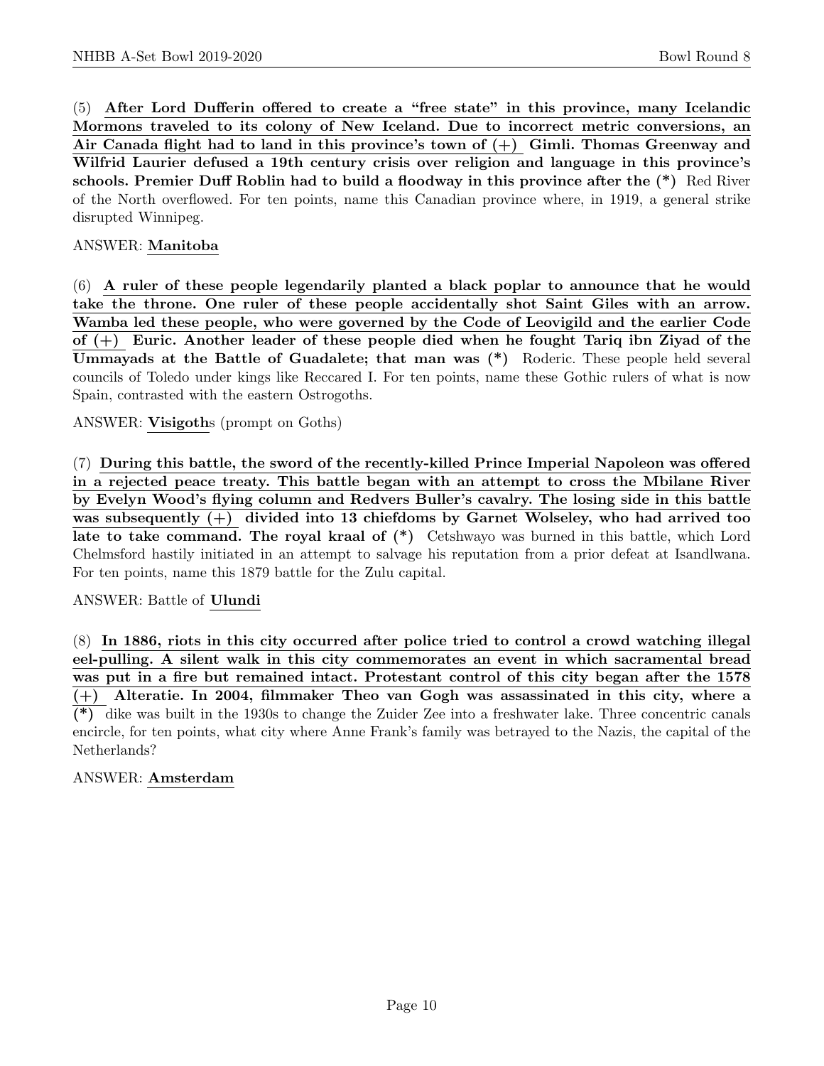(5) **After Lord Dufferin offered to create a "free state" in this province, many Icelandic Mormons traveled to its colony of New Iceland. Due to incorrect metric conversions, an Air Canada flight had to land in this province's town of (+) Gimli. Thomas Greenway and Wilfrid Laurier defused a 19th century crisis over religion and language in this province's schools. Premier Duff Roblin had to build a floodway in this province after the (*)** Red River of the North overflowed. For ten points, name this Canadian province where, in 1919, a general strike disrupted Winnipeg.

ANSWER: **Manitoba**

(6) **A ruler of these people legendarily planted a black poplar to announce that he would take the throne. One ruler of these people accidentally shot Saint Giles with an arrow. Wamba led these people, who were governed by the Code of Leovigild and the earlier Code of (+) Euric. Another leader of these people died when he fought Tariq ibn Ziyad of the Ummayads at the Battle of Guadalete; that man was (*)** Roderic. These people held several councils of Toledo under kings like Reccared I. For ten points, name these Gothic rulers of what is now Spain, contrasted with the eastern Ostrogoths.

ANSWER: **Visigoth**s (prompt on Goths)

(7) **During this battle, the sword of the recently-killed Prince Imperial Napoleon was offered in a rejected peace treaty. This battle began with an attempt to cross the Mbilane River by Evelyn Wood's flying column and Redvers Buller's cavalry. The losing side in this battle was subsequently (+) divided into 13 chiefdoms by Garnet Wolseley, who had arrived too late to take command. The royal kraal of (*)** Cetshwayo was burned in this battle, which Lord Chelmsford hastily initiated in an attempt to salvage his reputation from a prior defeat at Isandlwana. For ten points, name this 1879 battle for the Zulu capital.

ANSWER: Battle of **Ulundi**

(8) **In 1886, riots in this city occurred after police tried to control a crowd watching illegal eel-pulling. A silent walk in this city commemorates an event in which sacramental bread was put in a fire but remained intact. Protestant control of this city began after the 1578 (+) Alteratie. In 2004, filmmaker Theo van Gogh was assassinated in this city, where a (*)** dike was built in the 1930s to change the Zuider Zee into a freshwater lake. Three concentric canals encircle, for ten points, what city where Anne Frank's family was betrayed to the Nazis, the capital of the Netherlands?

ANSWER: **Amsterdam**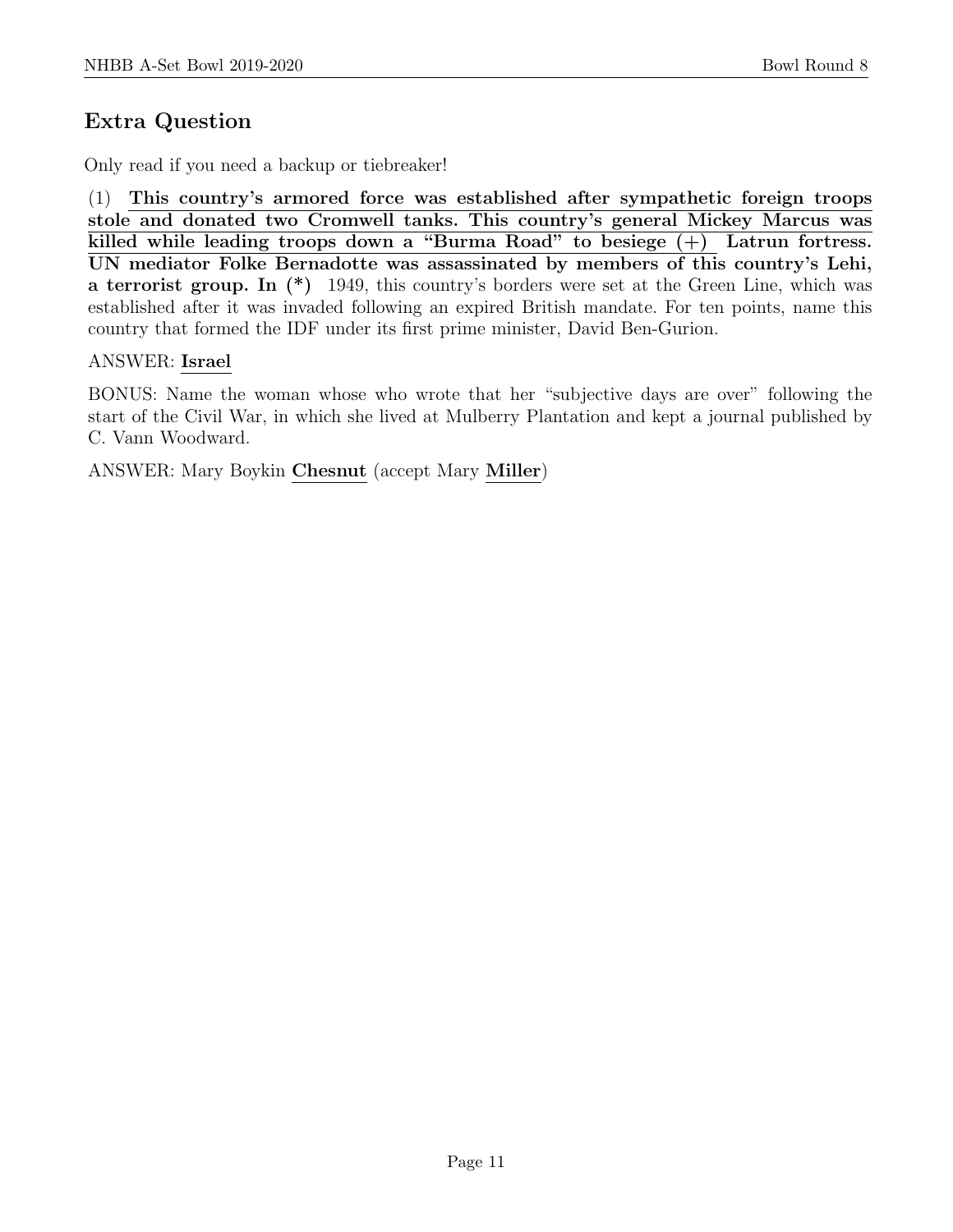## Extra Question

Only read if you need a backup or tiebreaker!

(1) **This country's armored force was established after sympathetic foreign troops stole and donated two Cromwell tanks. This country's general Mickey Marcus was killed while leading troops down a "Burma Road" to besiege (+) Latrun fortress. UN mediator Folke Bernadotte was assassinated by members of this country's Lehi, a terrorist group. In (*)** 1949, this country's borders were set at the Green Line, which was established after it was invaded following an expired British mandate. For ten points, name this country that formed the IDF under its first prime minister, David Ben-Gurion.

ANSWER: **Israel**

BONUS: Name the woman whose who wrote that her "subjective days are over" following the start of the Civil War, in which she lived at Mulberry Plantation and kept a journal published by C. Vann Woodward.

ANSWER: Mary Boykin **Chesnut** (accept Mary **Miller**)